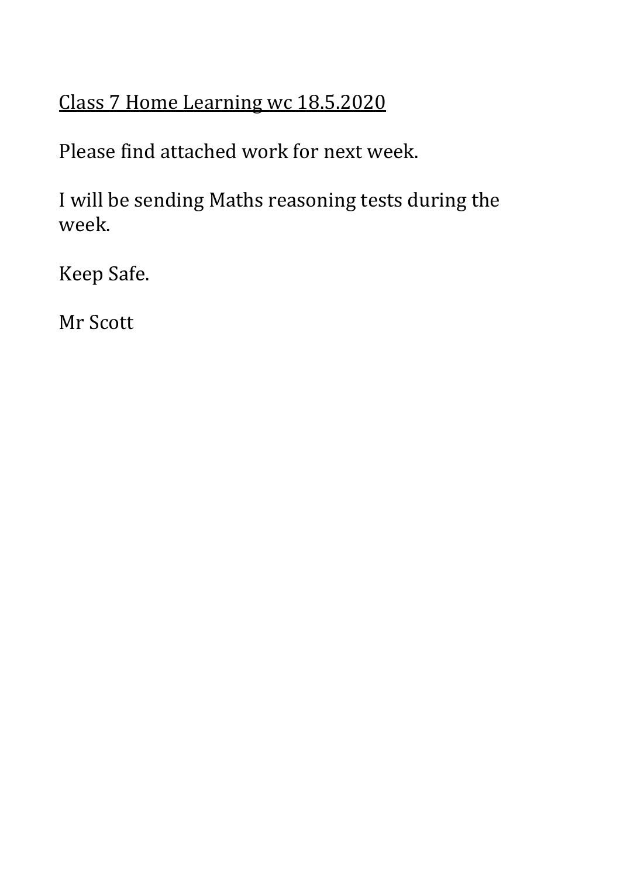<u>Class 7 Home Learning wc 18.5.2020</u>

Please find attached work for next week.

I will be sending Maths reasoning tests during the week.

Keep Safe.

Mr Scott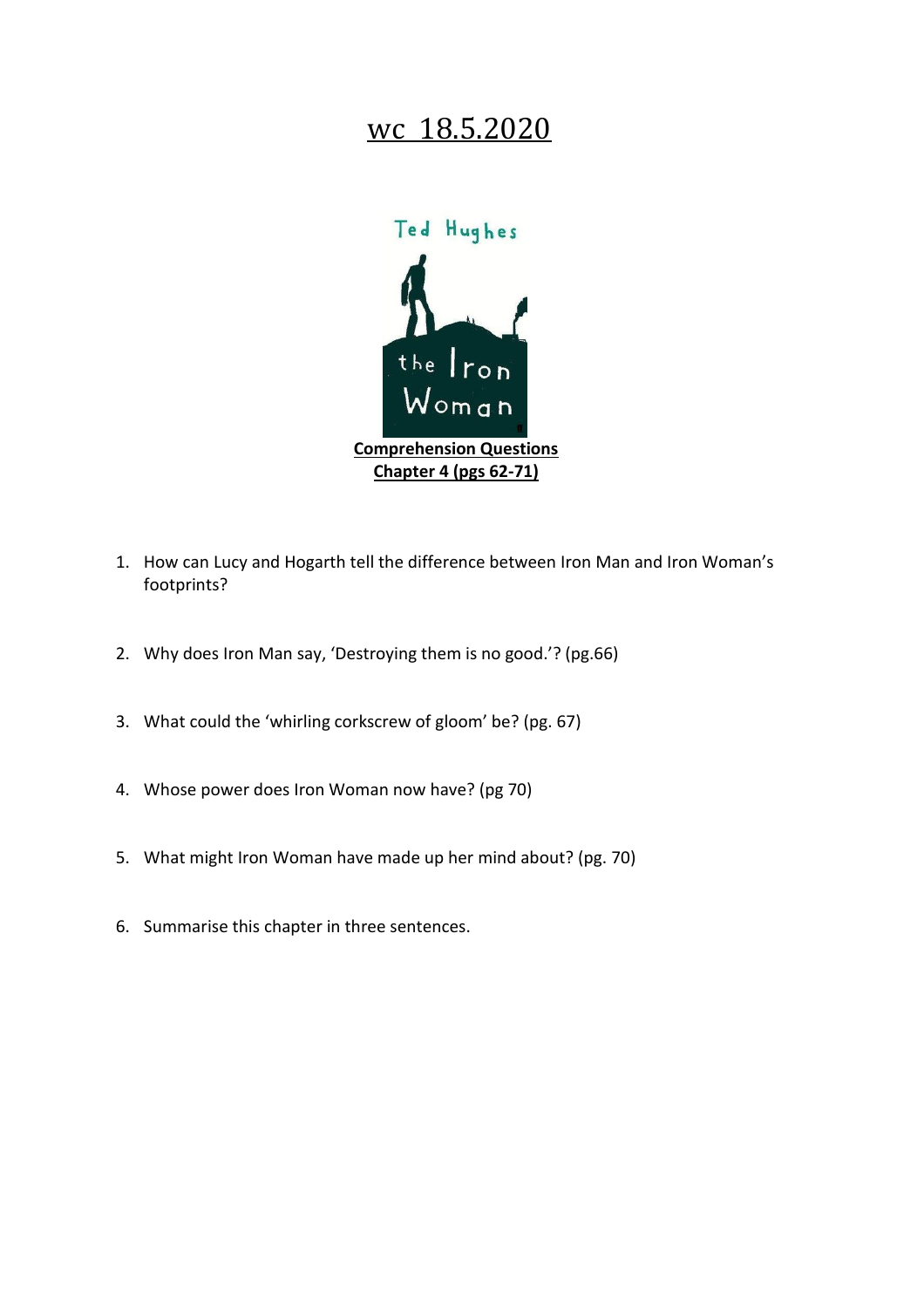# wc 18.5.2020

Ted Hughes

the Iron Woman

**Comprehension Questions**
**Chapter 4 (pgs 62-71)**

1. How can Lucy and Hogarth tell the difference between Iron Man and Iron Woman's footprints?

2. Why does Iron Man say, 'Destroying them is no good.'? (pg.66)

3. What could the 'whirling corkscrew of gloom' be? (pg. 67)

4. Whose power does Iron Woman now have? (pg 70)

5. What might Iron Woman have made up her mind about? (pg. 70)

6. Summarise this chapter in three sentences.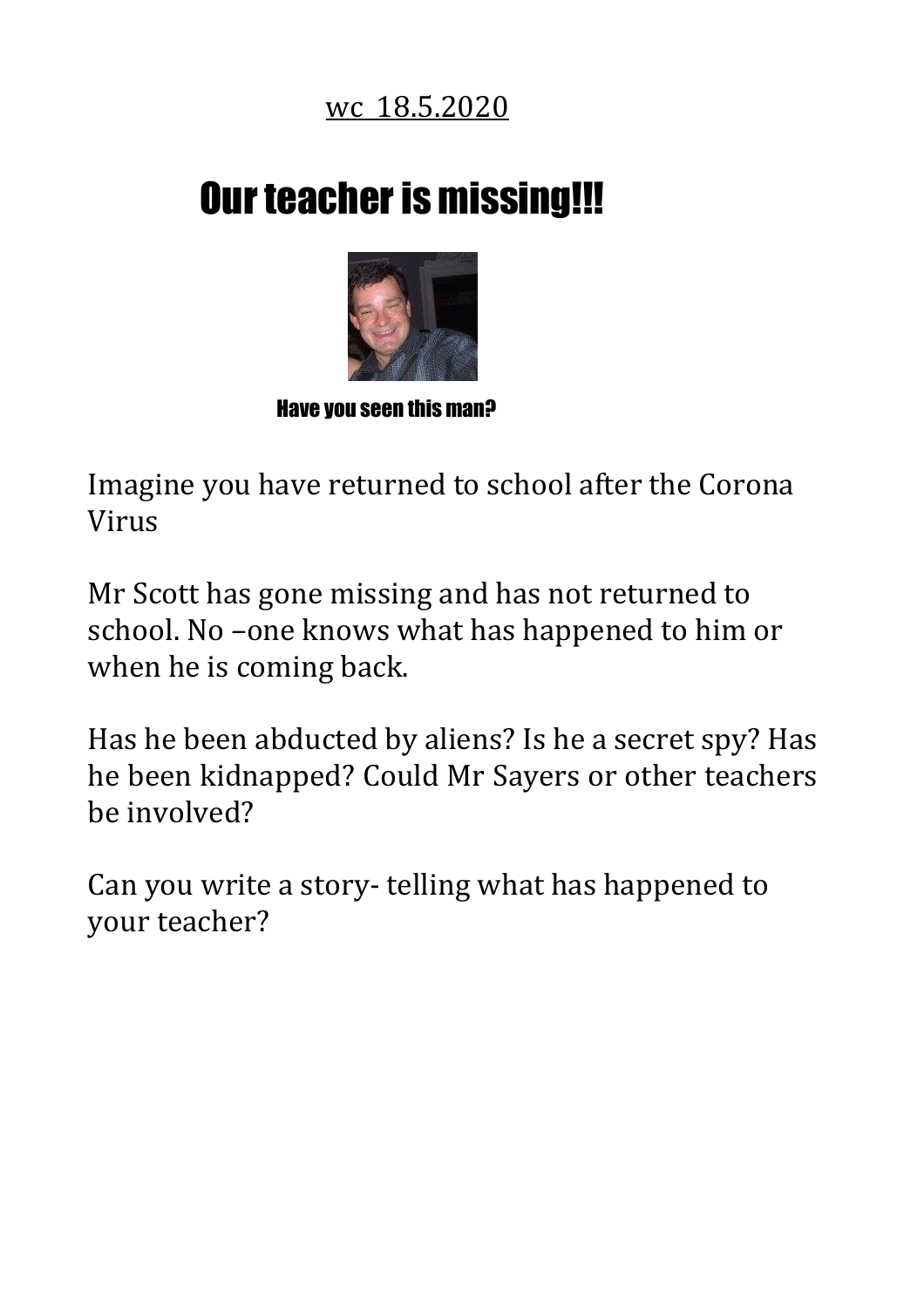wc 18.5.2020

# Our teacher is missing!!!

Have you seen this man?

Imagine you have returned to school after the Corona Virus

Mr Scott has gone missing and has not returned to school. No –one knows what has happened to him or when he is coming back.

Has he been abducted by aliens? Is he a secret spy? Has he been kidnapped? Could Mr Sayers or other teachers be involved?

Can you write a story- telling what has happened to your teacher?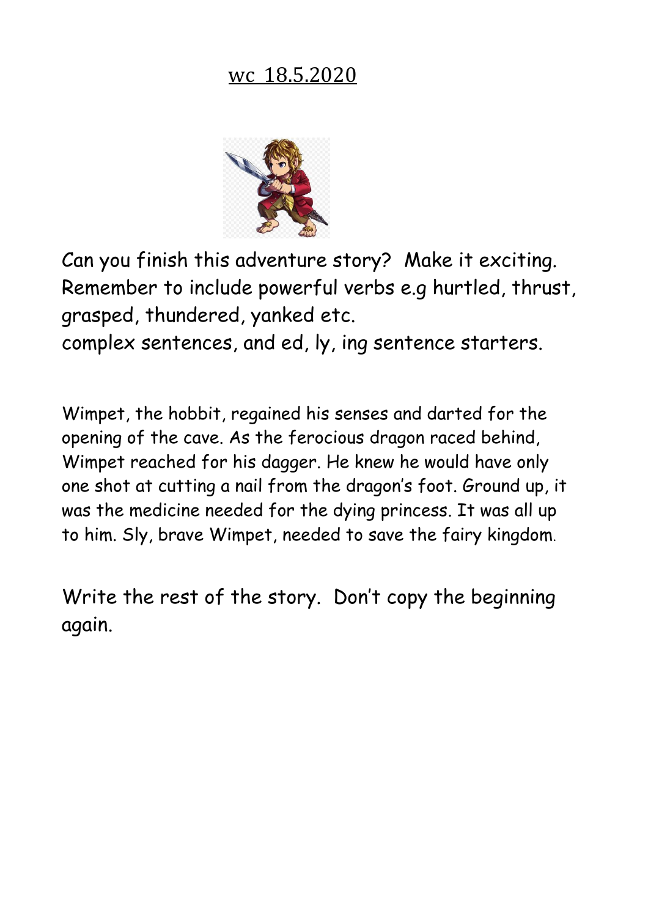wc 18.5.2020

Can you finish this adventure story? Make it exciting. Remember to include powerful verbs e.g hurtled, thrust, grasped, thundered, yanked etc.
complex sentences, and ed, ly, ing sentence starters.

Wimpet, the hobbit, regained his senses and darted for the opening of the cave. As the ferocious dragon raced behind, Wimpet reached for his dagger. He knew he would have only one shot at cutting a nail from the dragon's foot. Ground up, it was the medicine needed for the dying princess. It was all up to him. Sly, brave Wimpet, needed to save the fairy kingdom.

Write the rest of the story. Don't copy the beginning again.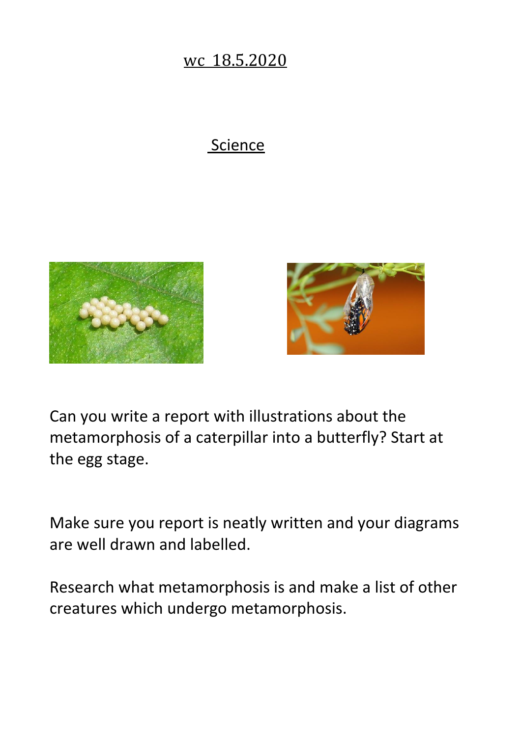wc 18.5.2020

## Science

Can you write a report with illustrations about the metamorphosis of a caterpillar into a butterfly? Start at the egg stage.

Make sure you report is neatly written and your diagrams are well drawn and labelled.

Research what metamorphosis is and make a list of other creatures which undergo metamorphosis.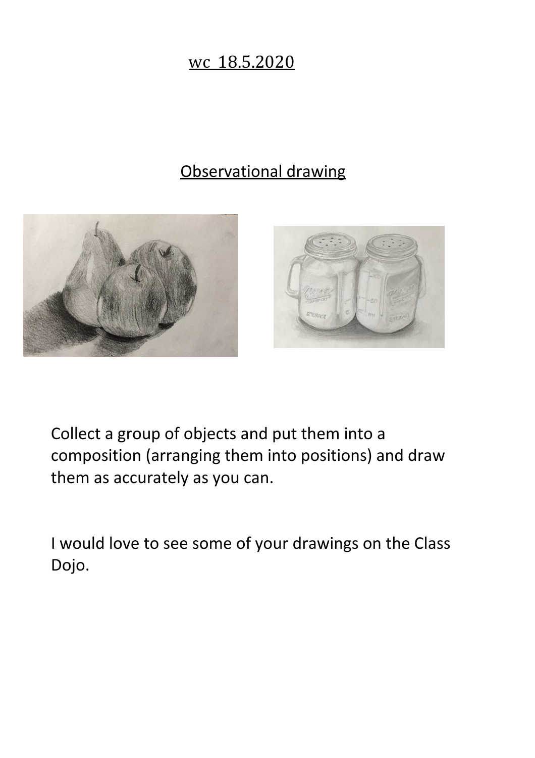wc 18.5.2020

## Observational drawing

Collect a group of objects and put them into a composition (arranging them into positions) and draw them as accurately as you can.

I would love to see some of your drawings on the Class Dojo.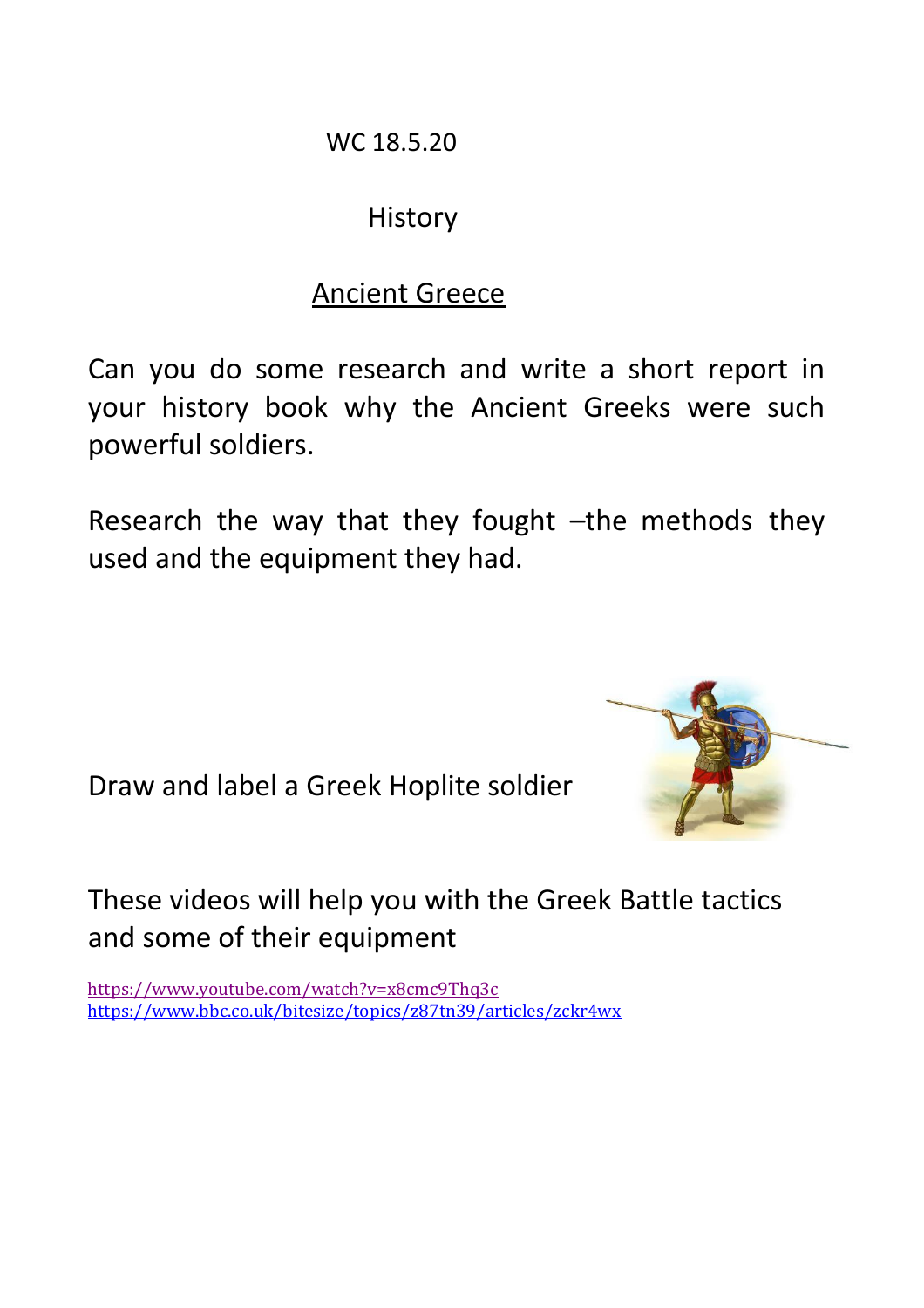WC 18.5.20

# History

## Ancient Greece

Can you do some research and write a short report in your history book why the Ancient Greeks were such powerful soldiers.

Research the way that they fought –the methods they used and the equipment they had.

Draw and label a Greek Hoplite soldier

These videos will help you with the Greek Battle tactics and some of their equipment

https://www.youtube.com/watch?v=x8cmc9Thq3c
https://www.bbc.co.uk/bitesize/topics/z87tn39/articles/zckr4wx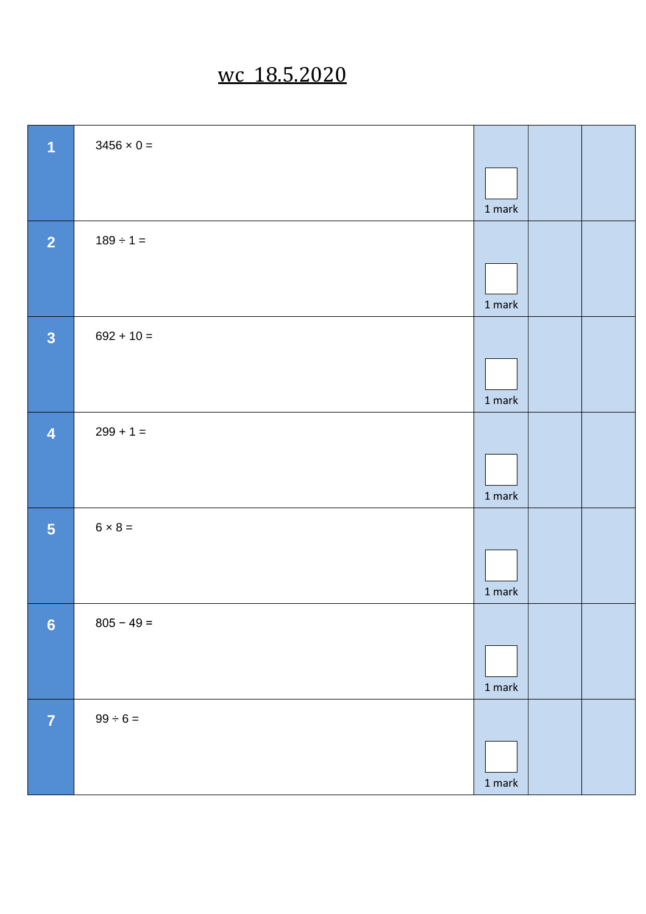# wc 18.5.2020

| | | | | |
|---|---|---|---|---|
| 1 | $3456 \times 0 =$ | 1 mark | | |
| 2 | $189 \div 1 =$ | 1 mark | | |
| 3 | $692 + 10 =$ | 1 mark | | |
| 4 | $299 + 1 =$ | 1 mark | | |
| 5 | $6 \times 8 =$ | 1 mark | | |
| 6 | $805 - 49 =$ | 1 mark | | |
| 7 | $99 \div 6 =$ | 1 mark | | |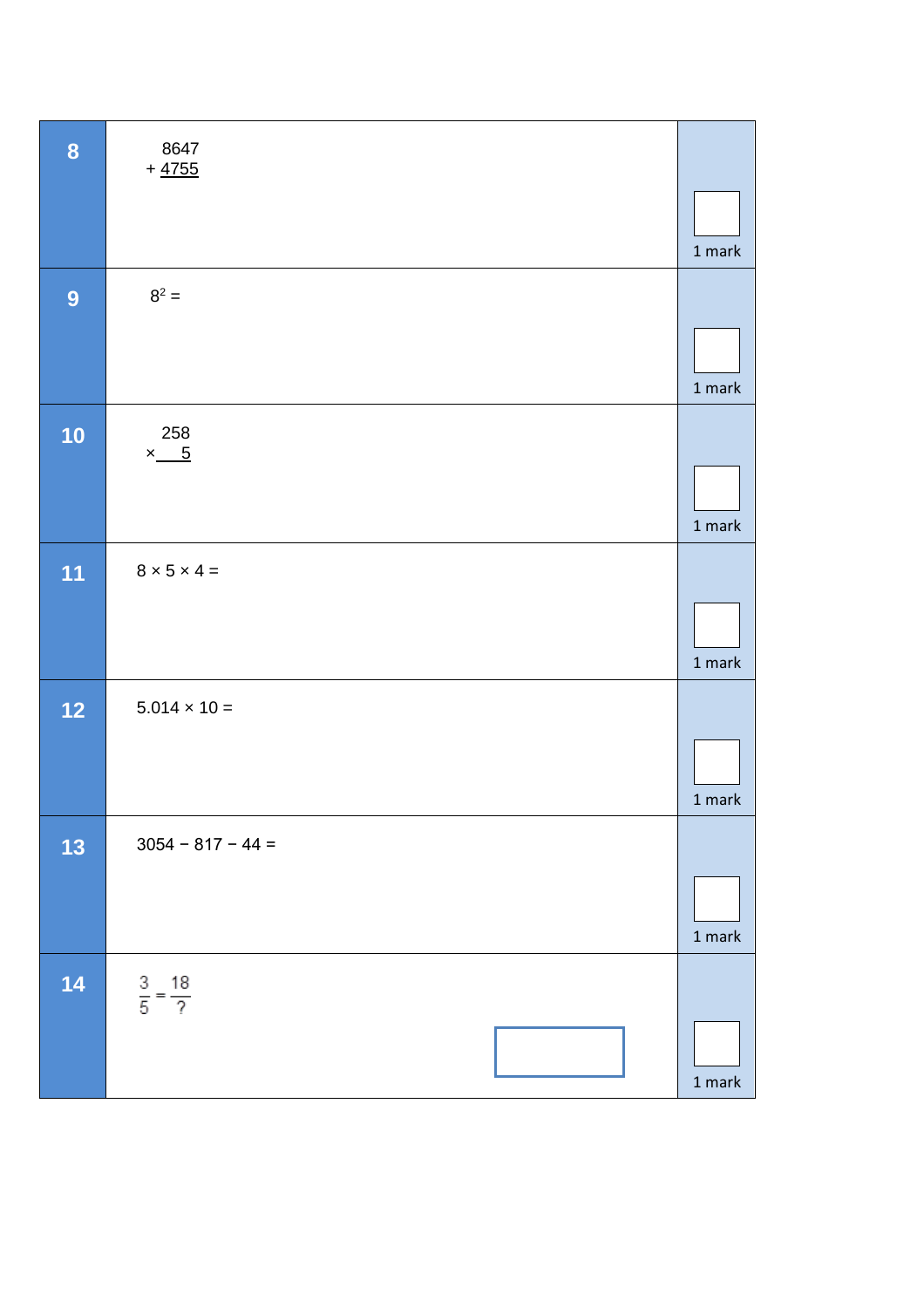**8**

$$\begin{array}{r} 8647 \\ +\ \underline{4755} \end{array}$$

1 mark

**9**

$8^2 =$

1 mark

**10**

$$\begin{array}{r} 258 \\ \times\ \underline{\quad 5} \end{array}$$

1 mark

**11**

8 × 5 × 4 =

1 mark

**12**

5.014 × 10 =

1 mark

**13**

3054 − 817 − 44 =

1 mark

**14**

$\frac{3}{5} = \frac{18}{?}$

1 mark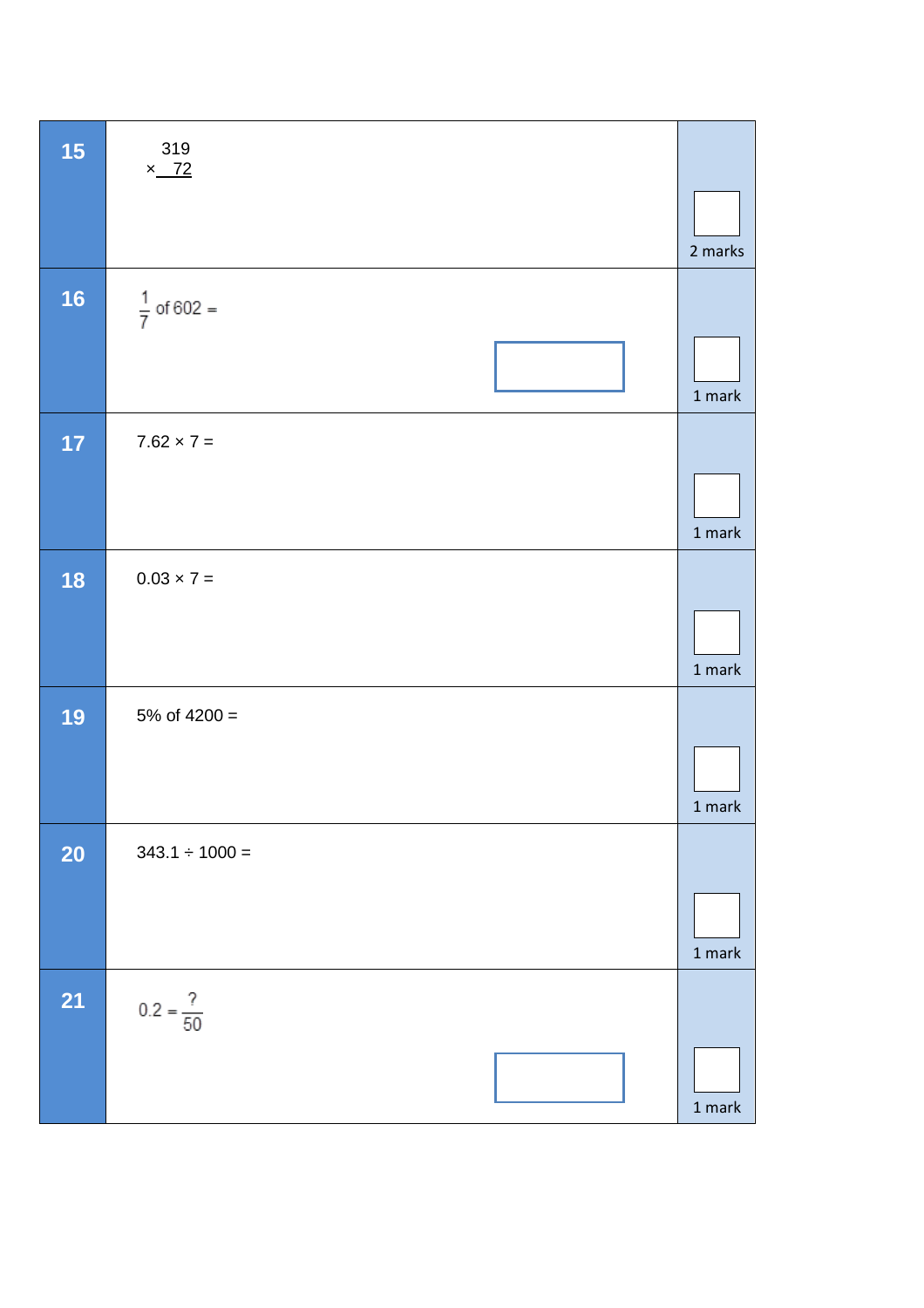| | | |
|---|---|---|
| **15** | $\begin{array}{r} 319 \\ \times \underline{\phantom{0}72} \end{array}$ | 2 marks |
| **16** | $\frac{1}{7}$ of 602 = | 1 mark |
| **17** | 7.62 × 7 = | 1 mark |
| **18** | 0.03 × 7 = | 1 mark |
| **19** | 5% of 4200 = | 1 mark |
| **20** | 343.1 ÷ 1000 = | 1 mark |
| **21** | $0.2 = \frac{?}{50}$ | 1 mark |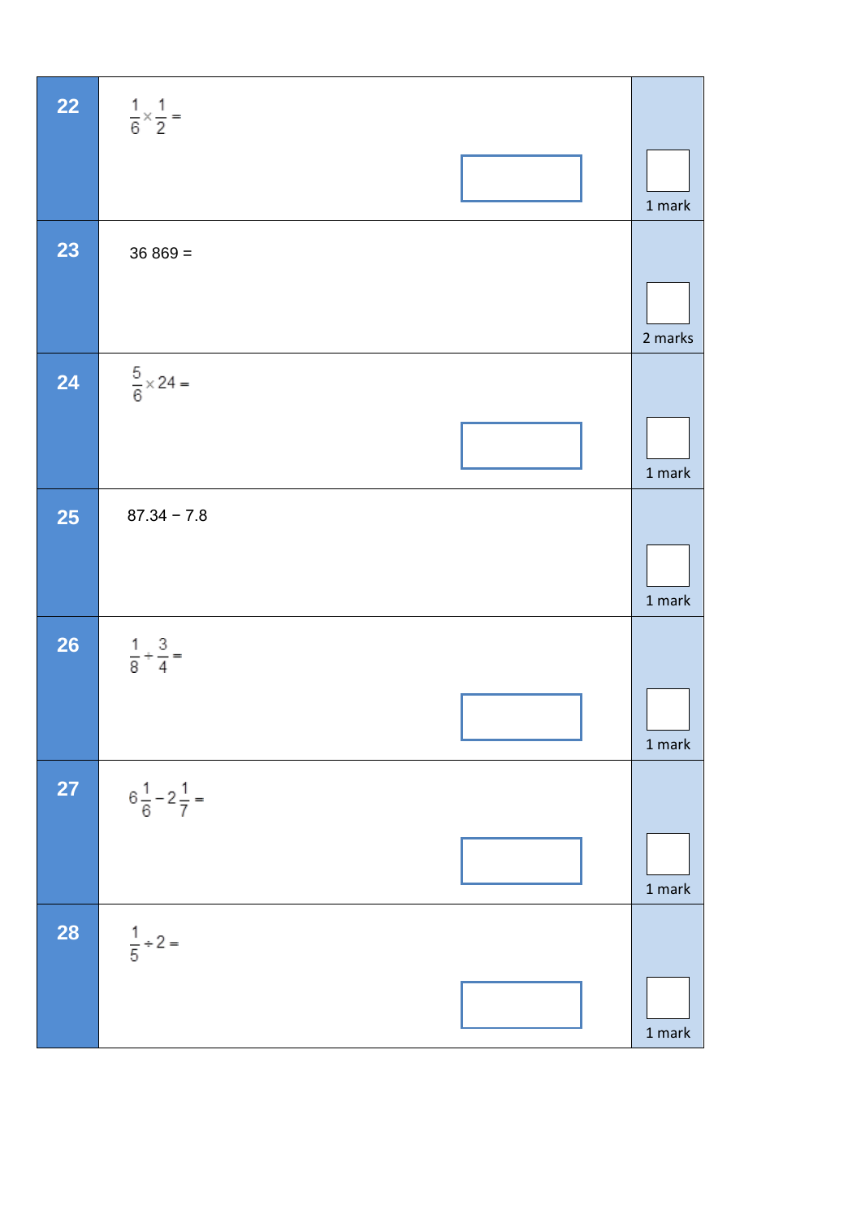| | | |
|---|---|---|
| **22** | $\frac{1}{6} \times \frac{1}{2} =$ | 1 mark |
| **23** | 36 869 = | 2 marks |
| **24** | $\frac{5}{6} \times 24 =$ | 1 mark |
| **25** | 87.34 − 7.8 | 1 mark |
| **26** | $\frac{1}{8} + \frac{3}{4} =$ | 1 mark |
| **27** | $6\frac{1}{6} - 2\frac{1}{7} =$ | 1 mark |
| **28** | $\frac{1}{5} \div 2 =$ | 1 mark |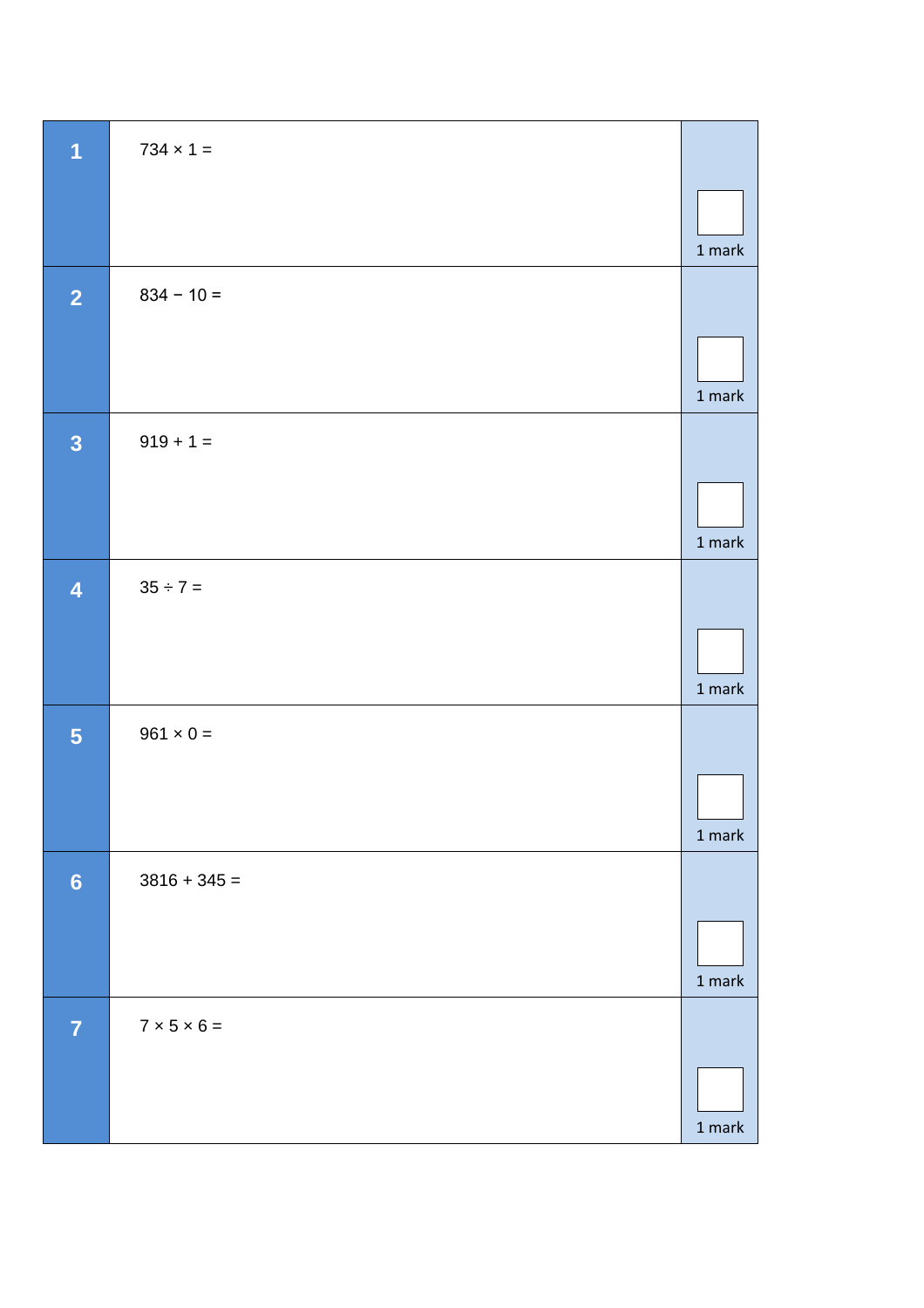| | | |
|---|---|---|
| **1** | $734 \times 1 =$ | 1 mark |
| **2** | $834 - 10 =$ | 1 mark |
| **3** | $919 + 1 =$ | 1 mark |
| **4** | $35 \div 7 =$ | 1 mark |
| **5** | $961 \times 0 =$ | 1 mark |
| **6** | $3816 + 345 =$ | 1 mark |
| **7** | $7 \times 5 \times 6 =$ | 1 mark |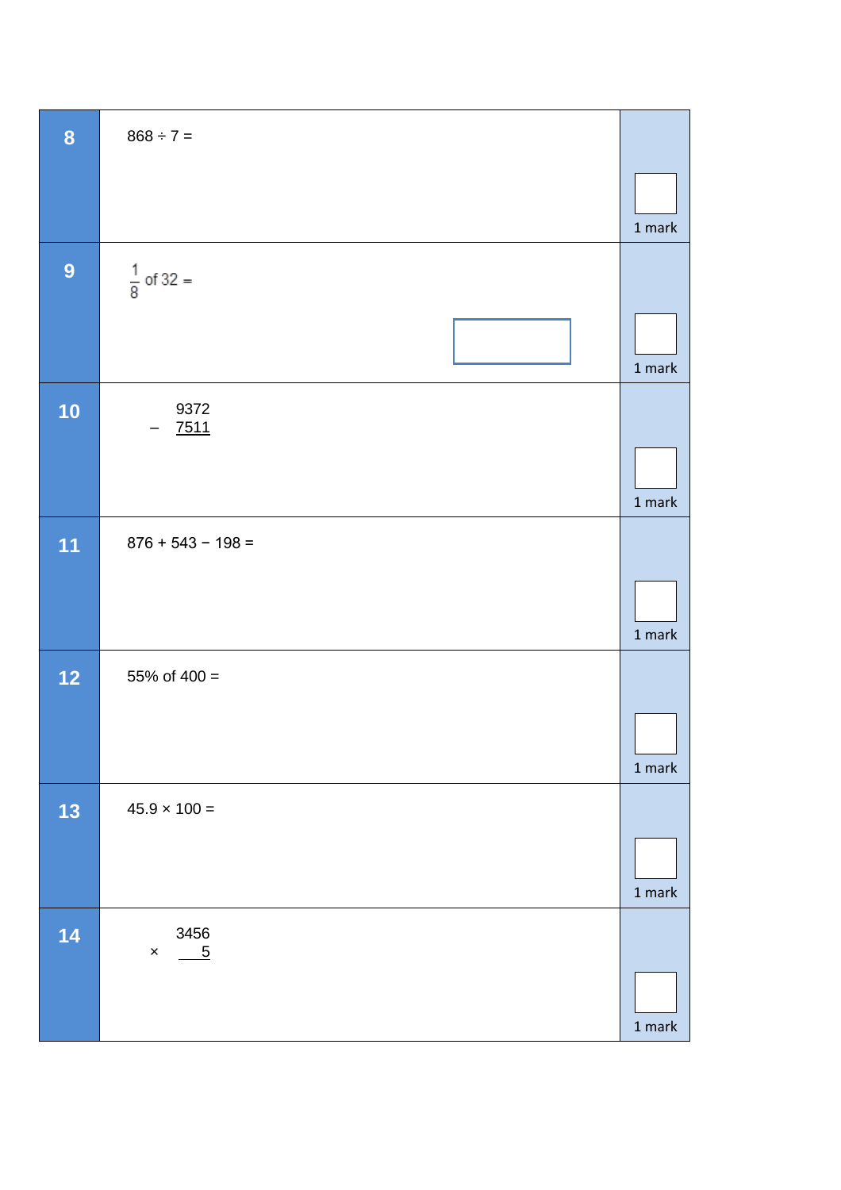| Question | | Marks |
|---|---|---|
| **8** | $868 \div 7 =$ | 1 mark |
| **9** | $\frac{1}{8}$ of $32 =$ | 1 mark |
| **10** | $\begin{array}{r} 9372 \\ -\ \underline{7511} \end{array}$ | 1 mark |
| **11** | $876 + 543 - 198 =$ | 1 mark |
| **12** | 55% of 400 = | 1 mark |
| **13** | $45.9 \times 100 =$ | 1 mark |
| **14** | $\begin{array}{r} 3456 \\ \times\ \underline{\quad 5} \end{array}$ | 1 mark |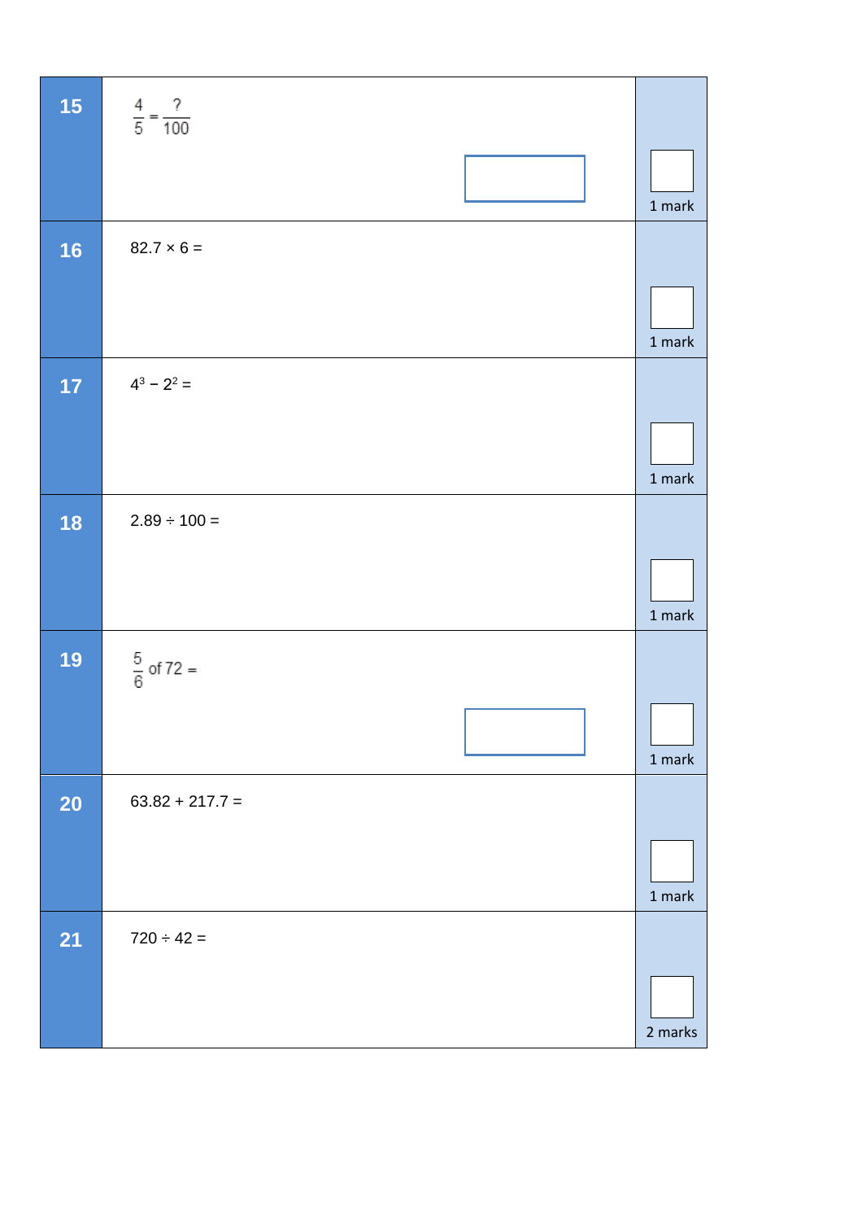| | | |
|---|---|---|
| **15** | $\frac{4}{5} = \frac{?}{100}$ | 1 mark |
| **16** | $82.7 \times 6 =$ | 1 mark |
| **17** | $4^3 - 2^2 =$ | 1 mark |
| **18** | $2.89 \div 100 =$ | 1 mark |
| **19** | $\frac{5}{6}$ of $72 =$ | 1 mark |
| **20** | $63.82 + 217.7 =$ | 1 mark |
| **21** | $720 \div 42 =$ | 2 marks |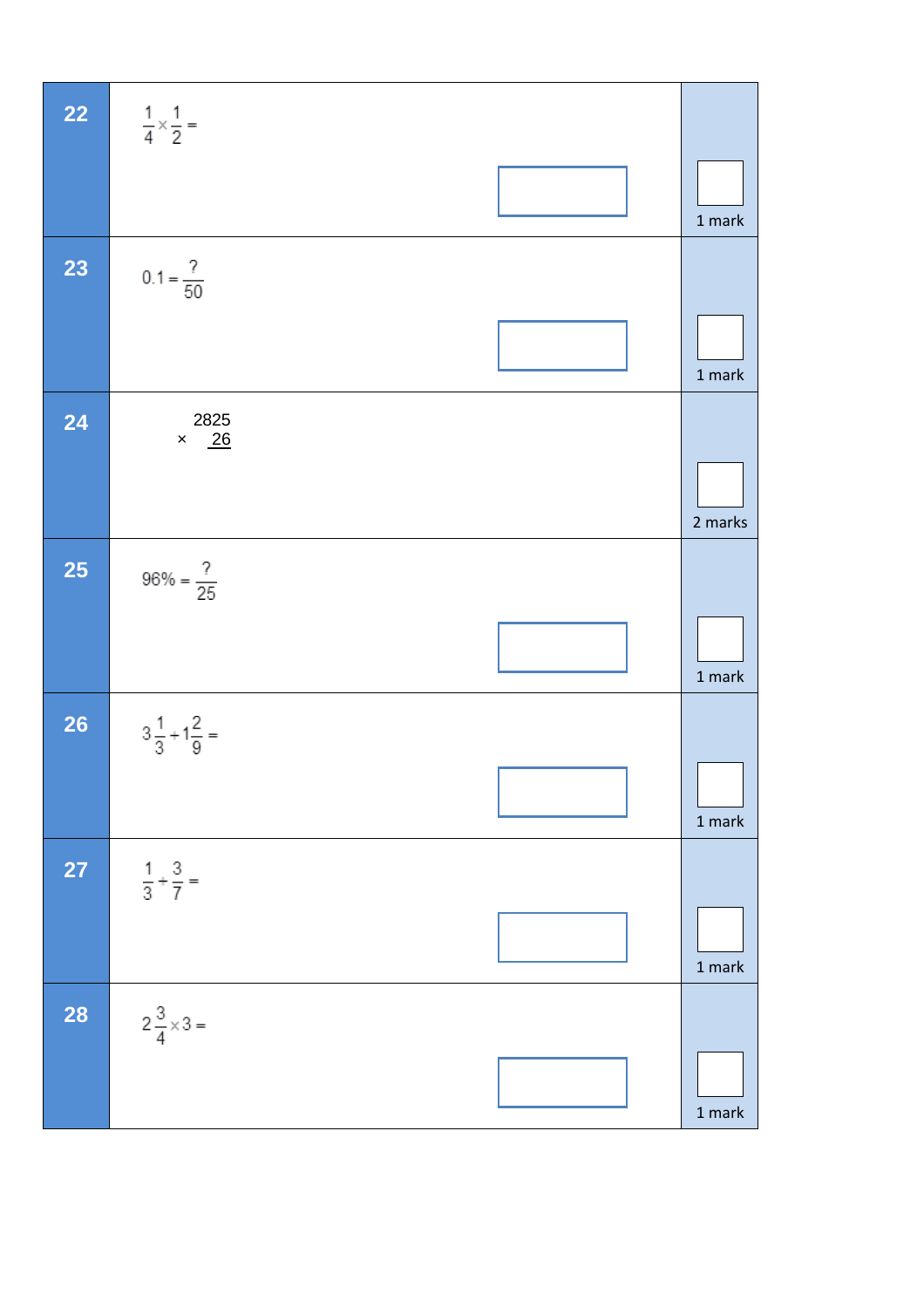| | | |
|---|---|---|
| **22** | $\frac{1}{4} \times \frac{1}{2} =$ | 1 mark |
| **23** | $0.1 = \frac{?}{50}$ | 1 mark |
| **24** | $\begin{array}{r} 2825 \\ \times \quad \underline{26} \end{array}$ | 2 marks |
| **25** | $96\% = \frac{?}{25}$ | 1 mark |
| **26** | $3\frac{1}{3} + 1\frac{2}{9} =$ | 1 mark |
| **27** | $\frac{1}{3} + \frac{3}{7} =$ | 1 mark |
| **28** | $2\frac{3}{4} \times 3 =$ | 1 mark |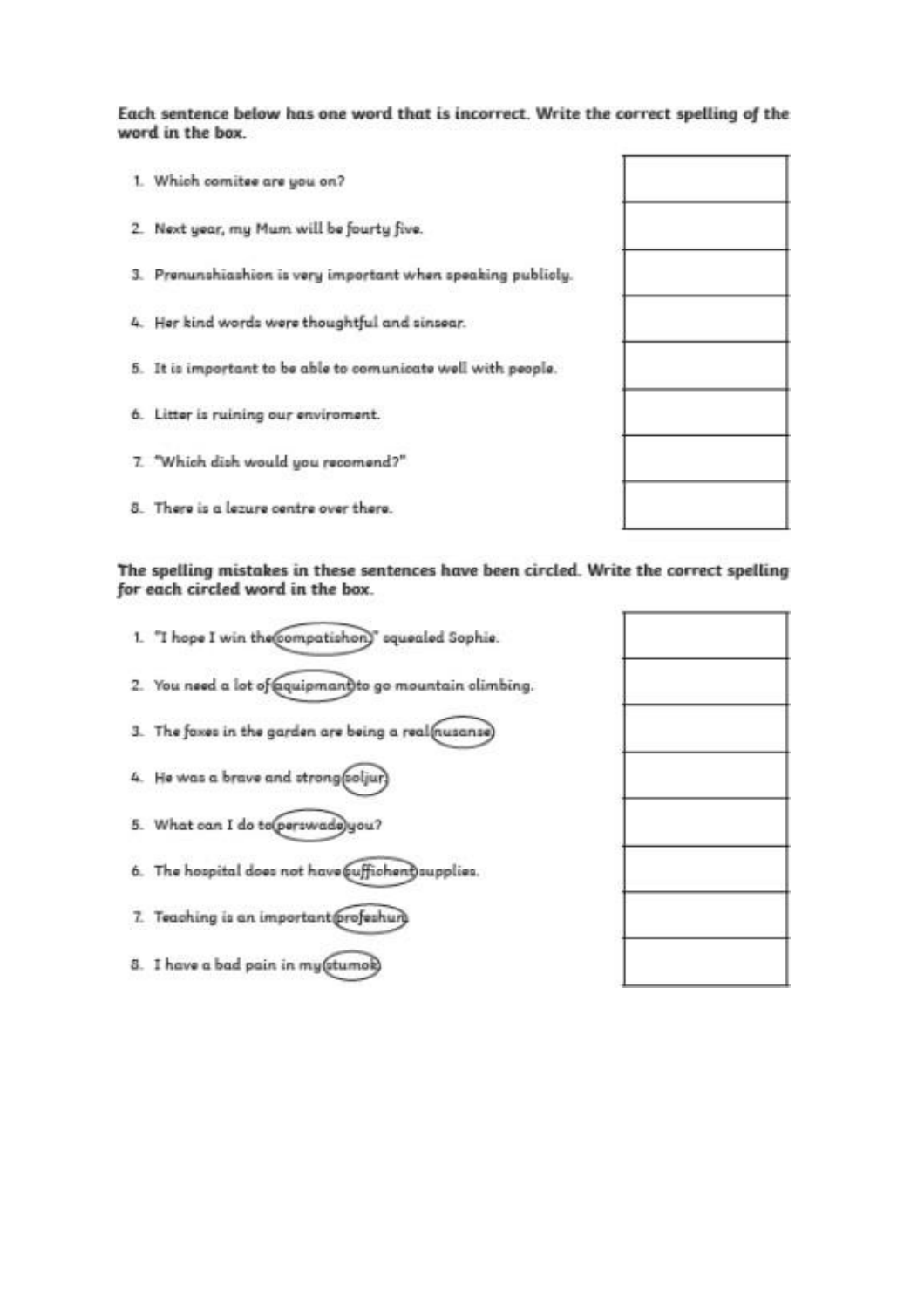**Each sentence below has one word that is incorrect. Write the correct spelling of the word in the box.**

1. Which comitee are you on?
2. Next year, my Mum will be fourty five.
3. Prenunshiashion is very important when speaking publicly.
4. Her kind words were thoughtful and sinsear.
5. It is important to be able to comunicate well with people.
6. Litter is ruining our enviroment.
7. "Which dish would you recomend?"
8. There is a lezure centre over there.

| |
|---|
| |
| |
| |
| |
| |
| |
| |
| |

**The spelling mistakes in these sentences have been circled. Write the correct spelling for each circled word in the box.**

1. "I hope I win the compatishon," squealed Sophie.
2. You need a lot of equipmant to go mountain climbing.
3. The foxes in the garden are being a real nusanse.
4. He was a brave and strong soljur.
5. What can I do to perswade you?
6. The hospital does not have suffichent supplies.
7. Teaching is an important profeshun.
8. I have a bad pain in my stumok.

| |
|---|
| |
| |
| |
| |
| |
| |
| |
| |